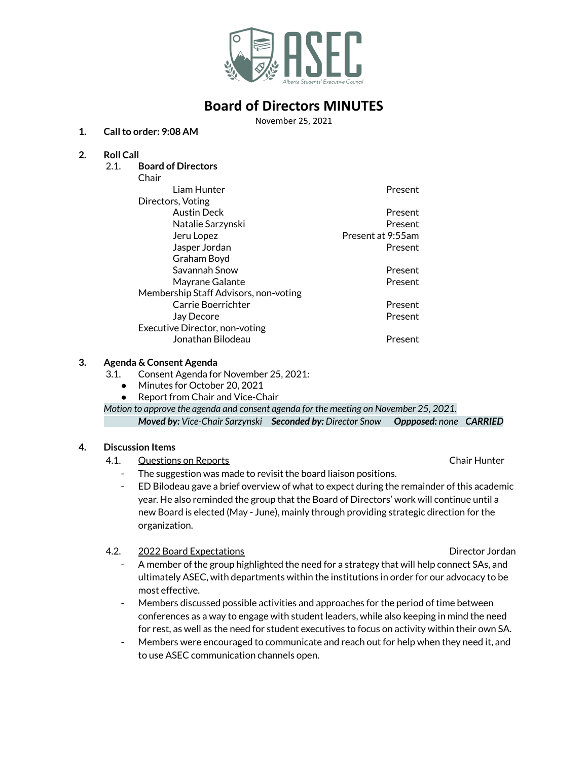# Board of Directors MINUTES

November 25, 2021

**1. Call to order: 9:08 AM**

**2. Roll Call**

2.1. **Board of Directors**

| | |
|---|---|
| Chair | |
| Liam Hunter | Present |
| Directors, Voting | |
| Austin Deck | Present |
| Natalie Sarzynski | Present |
| Jeru Lopez | Present at 9:55am |
| Jasper Jordan | Present |
| Graham Boyd | |
| Savannah Snow | Present |
| Mayrane Galante | Present |
| Membership Staff Advisors, non-voting | |
| Carrie Boerrichter | Present |
| Jay Decore | Present |
| Executive Director, non-voting | |
| Jonathan Bilodeau | Present |

**3. Agenda & Consent Agenda**

3.1. Consent Agenda for November 25, 2021:

- Minutes for October 20, 2021
- Report from Chair and Vice-Chair

*Motion to approve the agenda and consent agenda for the meeting on November 25, 2021.*

***Moved by:*** *Vice-Chair Sarzynski* ***Seconded by:*** *Director Snow* ***Oppposed:*** *none* ***CARRIED***

**4. Discussion Items**

4.1. Questions on Reports — Chair Hunter

- The suggestion was made to revisit the board liaison positions.
- ED Bilodeau gave a brief overview of what to expect during the remainder of this academic year. He also reminded the group that the Board of Directors' work will continue until a new Board is elected (May - June), mainly through providing strategic direction for the organization.

4.2. 2022 Board Expectations — Director Jordan

- A member of the group highlighted the need for a strategy that will help connect SAs, and ultimately ASEC, with departments within the institutions in order for our advocacy to be most effective.
- Members discussed possible activities and approaches for the period of time between conferences as a way to engage with student leaders, while also keeping in mind the need for rest, as well as the need for student executives to focus on activity within their own SA.
- Members were encouraged to communicate and reach out for help when they need it, and to use ASEC communication channels open.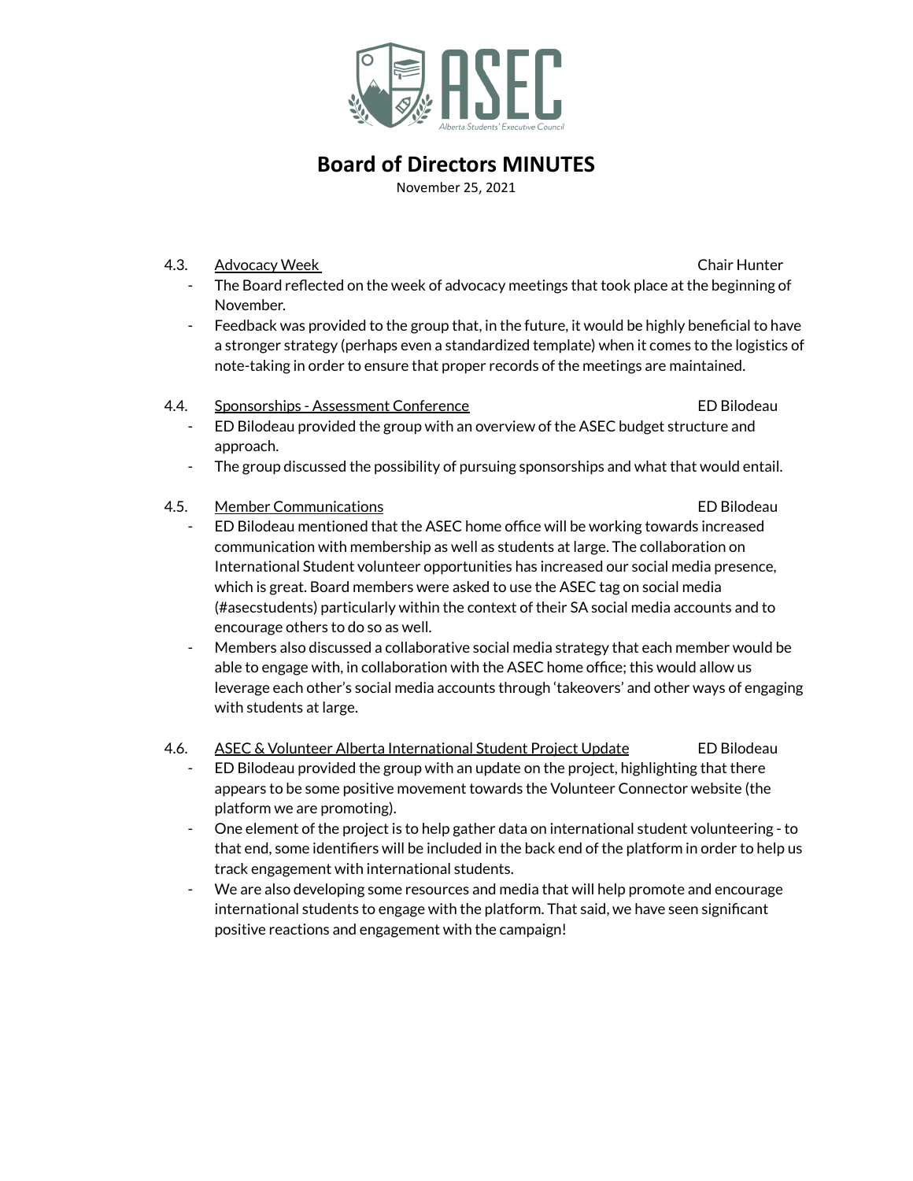# Board of Directors MINUTES

November 25, 2021

4.3. <u>Advocacy Week</u> — Chair Hunter

- The Board reflected on the week of advocacy meetings that took place at the beginning of November.
- Feedback was provided to the group that, in the future, it would be highly beneficial to have a stronger strategy (perhaps even a standardized template) when it comes to the logistics of note-taking in order to ensure that proper records of the meetings are maintained.

4.4. <u>Sponsorships - Assessment Conference</u> — ED Bilodeau

- ED Bilodeau provided the group with an overview of the ASEC budget structure and approach.
- The group discussed the possibility of pursuing sponsorships and what that would entail.

4.5. <u>Member Communications</u> — ED Bilodeau

- ED Bilodeau mentioned that the ASEC home office will be working towards increased communication with membership as well as students at large. The collaboration on International Student volunteer opportunities has increased our social media presence, which is great. Board members were asked to use the ASEC tag on social media (#asecstudents) particularly within the context of their SA social media accounts and to encourage others to do so as well.
- Members also discussed a collaborative social media strategy that each member would be able to engage with, in collaboration with the ASEC home office; this would allow us leverage each other's social media accounts through 'takeovers' and other ways of engaging with students at large.

4.6. <u>ASEC & Volunteer Alberta International Student Project Update</u> — ED Bilodeau

- ED Bilodeau provided the group with an update on the project, highlighting that there appears to be some positive movement towards the Volunteer Connector website (the platform we are promoting).
- One element of the project is to help gather data on international student volunteering - to that end, some identifiers will be included in the back end of the platform in order to help us track engagement with international students.
- We are also developing some resources and media that will help promote and encourage international students to engage with the platform. That said, we have seen significant positive reactions and engagement with the campaign!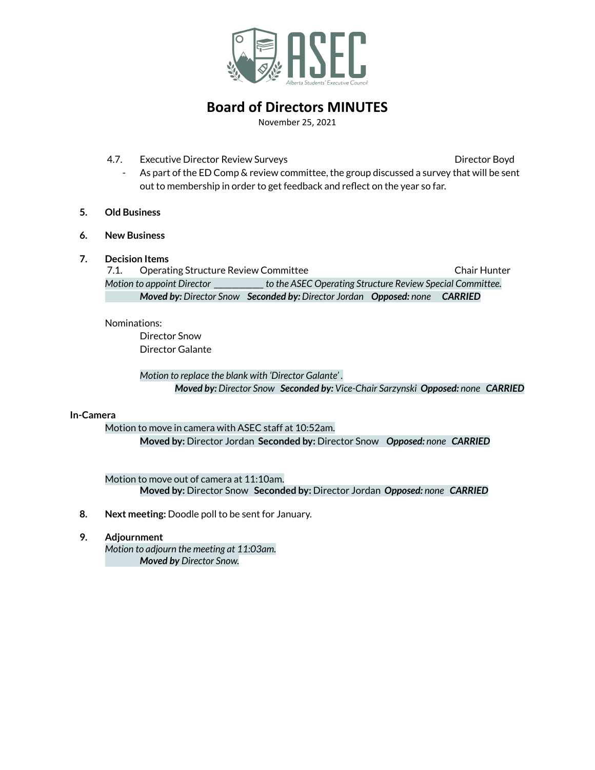# Board of Directors MINUTES

November 25, 2021

4.7. Executive Director Review Surveys — Director Boyd

- As part of the ED Comp & review committee, the group discussed a survey that will be sent out to membership in order to get feedback and reflect on the year so far.

**5. Old Business**

**6. New Business**

**7. Decision Items**

7.1. Operating Structure Review Committee — Chair Hunter

*Motion to appoint Director __________ to the ASEC Operating Structure Review Special Committee.*

***Moved by:*** *Director Snow* ***Seconded by:*** *Director Jordan* ***Opposed:*** *none* ***CARRIED***

Nominations:

Director Snow
Director Galante

*Motion to replace the blank with 'Director Galante' .*

***Moved by:*** *Director Snow* ***Seconded by:*** *Vice-Chair Sarzynski* ***Opposed:*** *none* ***CARRIED***

**In-Camera**

Motion to move in camera with ASEC staff at 10:52am.

**Moved by:** Director Jordan **Seconded by:** Director Snow ***Opposed:*** *none* ***CARRIED***

Motion to move out of camera at 11:10am.

**Moved by:** Director Snow **Seconded by:** Director Jordan ***Opposed:*** *none* ***CARRIED***

**8. Next meeting:** Doodle poll to be sent for January.

**9. Adjournment**

*Motion to adjourn the meeting at 11:03am.*

***Moved by*** *Director Snow.*